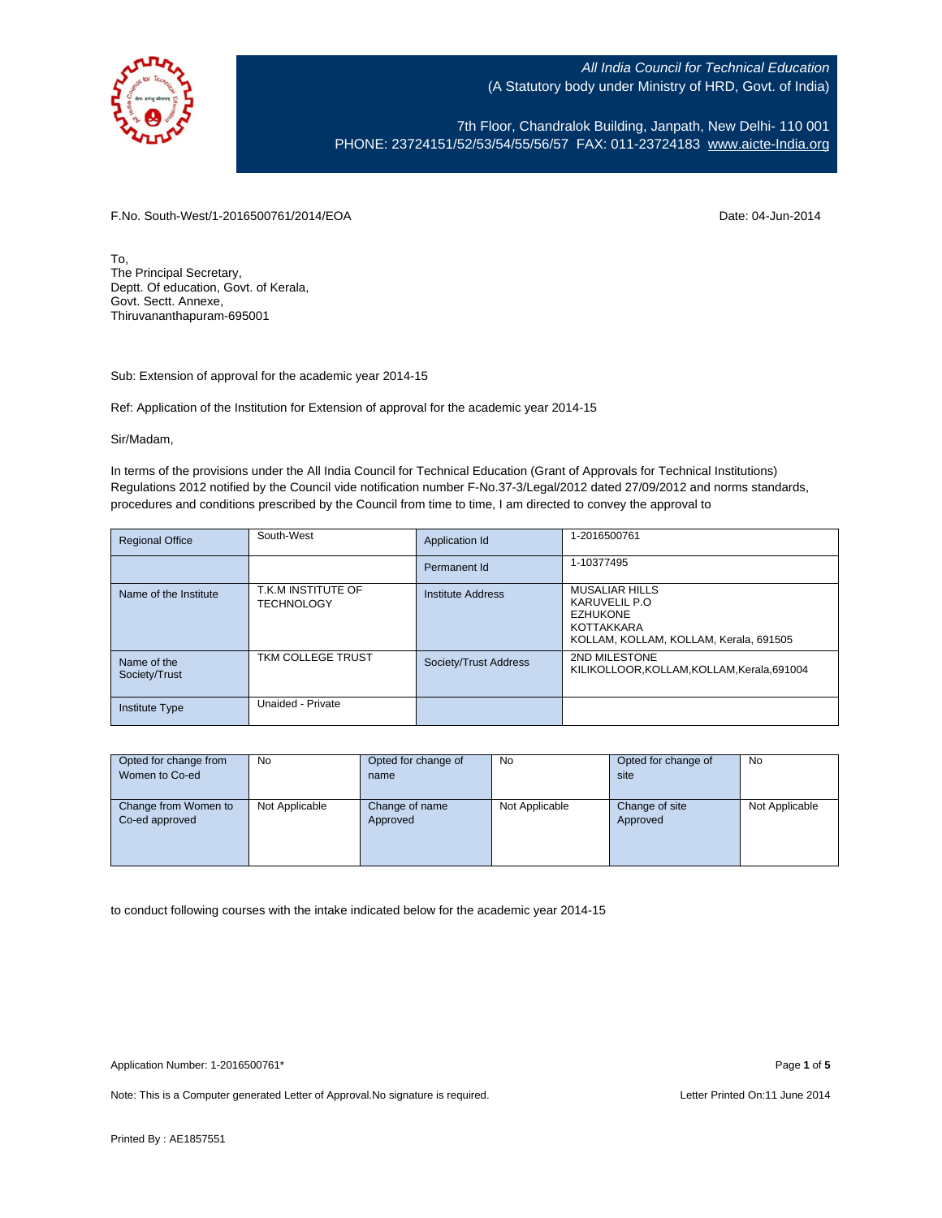*All India Council for Technical Education*
(A Statutory body under Ministry of HRD, Govt. of India)

7th Floor, Chandralok Building, Janpath, New Delhi- 110 001
PHONE: 23724151/52/53/54/55/56/57 FAX: 011-23724183 www.aicte-India.org

F.No. South-West/1-2016500761/2014/EOA

Date: 04-Jun-2014

To,
The Principal Secretary,
Deptt. Of education, Govt. of Kerala,
Govt. Sectt. Annexe,
Thiruvananthapuram-695001

Sub: Extension of approval for the academic year 2014-15

Ref: Application of the Institution for Extension of approval for the academic year 2014-15

Sir/Madam,

In terms of the provisions under the All India Council for Technical Education (Grant of Approvals for Technical Institutions) Regulations 2012 notified by the Council vide notification number F-No.37-3/Legal/2012 dated 27/09/2012 and norms standards, procedures and conditions prescribed by the Council from time to time, I am directed to convey the approval to

| Regional Office | South-West | Application Id | 1-2016500761 |
|---|---|---|---|
| | | Permanent Id | 1-10377495 |
| Name of the Institute | T.K.M INSTITUTE OF TECHNOLOGY | Institute Address | MUSALIAR HILLS KARUVELIL P.O EZHUKONE KOTTAKKARA KOLLAM, KOLLAM, KOLLAM, Kerala, 691505 |
| Name of the Society/Trust | TKM COLLEGE TRUST | Society/Trust Address | 2ND MILESTONE KILIKOLLOOR,KOLLAM,KOLLAM,Kerala,691004 |
| Institute Type | Unaided - Private | | |

| Opted for change from Women to Co-ed | No | Opted for change of name | No | Opted for change of site | No |
|---|---|---|---|---|---|
| Change from Women to Co-ed approved | Not Applicable | Change of name Approved | Not Applicable | Change of site Approved | Not Applicable |

to conduct following courses with the intake indicated below for the academic year 2014-15

Application Number: 1-2016500761*

Note: This is a Computer generated Letter of Approval.No signature is required.

Letter Printed On:11 June 2014

Printed By : AE1857551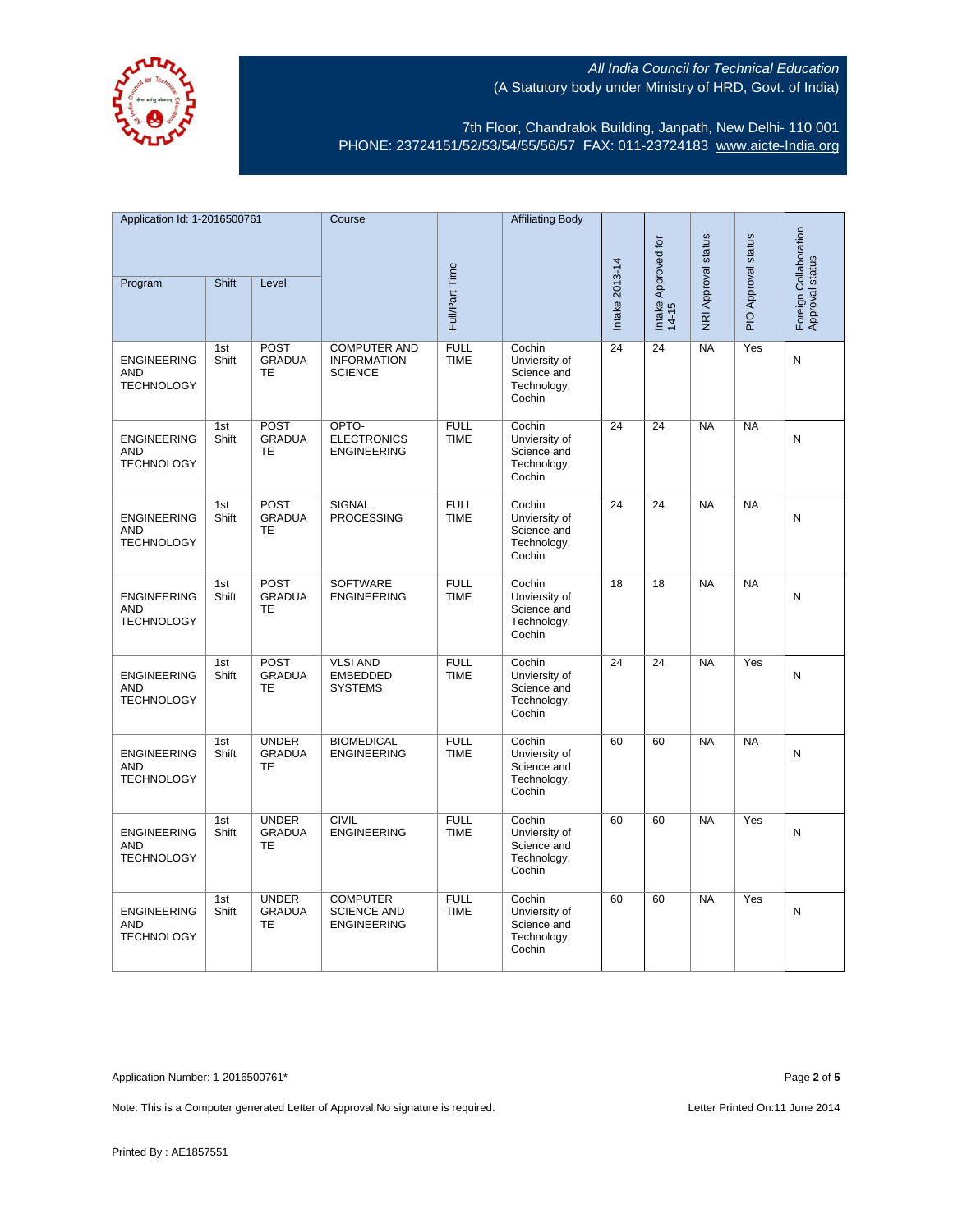All India Council for Technical Education
(A Statutory body under Ministry of HRD, Govt. of India)

7th Floor, Chandralok Building, Janpath, New Delhi- 110 001
PHONE: 23724151/52/53/54/55/56/57 FAX: 011-23724183 www.aicte-India.org

| Application Id: 1-2016500761 | | | Course | Full/Part Time | Affiliating Body | Intake 2013-14 | Intake Approved for 14-15 | NRI Approval status | PIO Approval status | Foreign Collaboration Approval status |
|---|---|---|---|---|---|---|---|---|---|---|
| Program | Shift | Level | | | | | | | | |
| ENGINEERING AND TECHNOLOGY | 1st Shift | POST GRADUATE | COMPUTER AND INFORMATION SCIENCE | FULL TIME | Cochin Unviersity of Science and Technology, Cochin | 24 | 24 | NA | Yes | N |
| ENGINEERING AND TECHNOLOGY | 1st Shift | POST GRADUATE | OPTO-ELECTRONICS ENGINEERING | FULL TIME | Cochin Unviersity of Science and Technology, Cochin | 24 | 24 | NA | NA | N |
| ENGINEERING AND TECHNOLOGY | 1st Shift | POST GRADUATE | SIGNAL PROCESSING | FULL TIME | Cochin Unviersity of Science and Technology, Cochin | 24 | 24 | NA | NA | N |
| ENGINEERING AND TECHNOLOGY | 1st Shift | POST GRADUATE | SOFTWARE ENGINEERING | FULL TIME | Cochin Unviersity of Science and Technology, Cochin | 18 | 18 | NA | NA | N |
| ENGINEERING AND TECHNOLOGY | 1st Shift | POST GRADUATE | VLSI AND EMBEDDED SYSTEMS | FULL TIME | Cochin Unviersity of Science and Technology, Cochin | 24 | 24 | NA | Yes | N |
| ENGINEERING AND TECHNOLOGY | 1st Shift | UNDER GRADUATE | BIOMEDICAL ENGINEERING | FULL TIME | Cochin Unviersity of Science and Technology, Cochin | 60 | 60 | NA | NA | N |
| ENGINEERING AND TECHNOLOGY | 1st Shift | UNDER GRADUATE | CIVIL ENGINEERING | FULL TIME | Cochin Unviersity of Science and Technology, Cochin | 60 | 60 | NA | Yes | N |
| ENGINEERING AND TECHNOLOGY | 1st Shift | UNDER GRADUATE | COMPUTER SCIENCE AND ENGINEERING | FULL TIME | Cochin Unviersity of Science and Technology, Cochin | 60 | 60 | NA | Yes | N |

Application Number: 1-2016500761*

Note: This is a Computer generated Letter of Approval.No signature is required.

Letter Printed On:11 June 2014

Printed By : AE1857551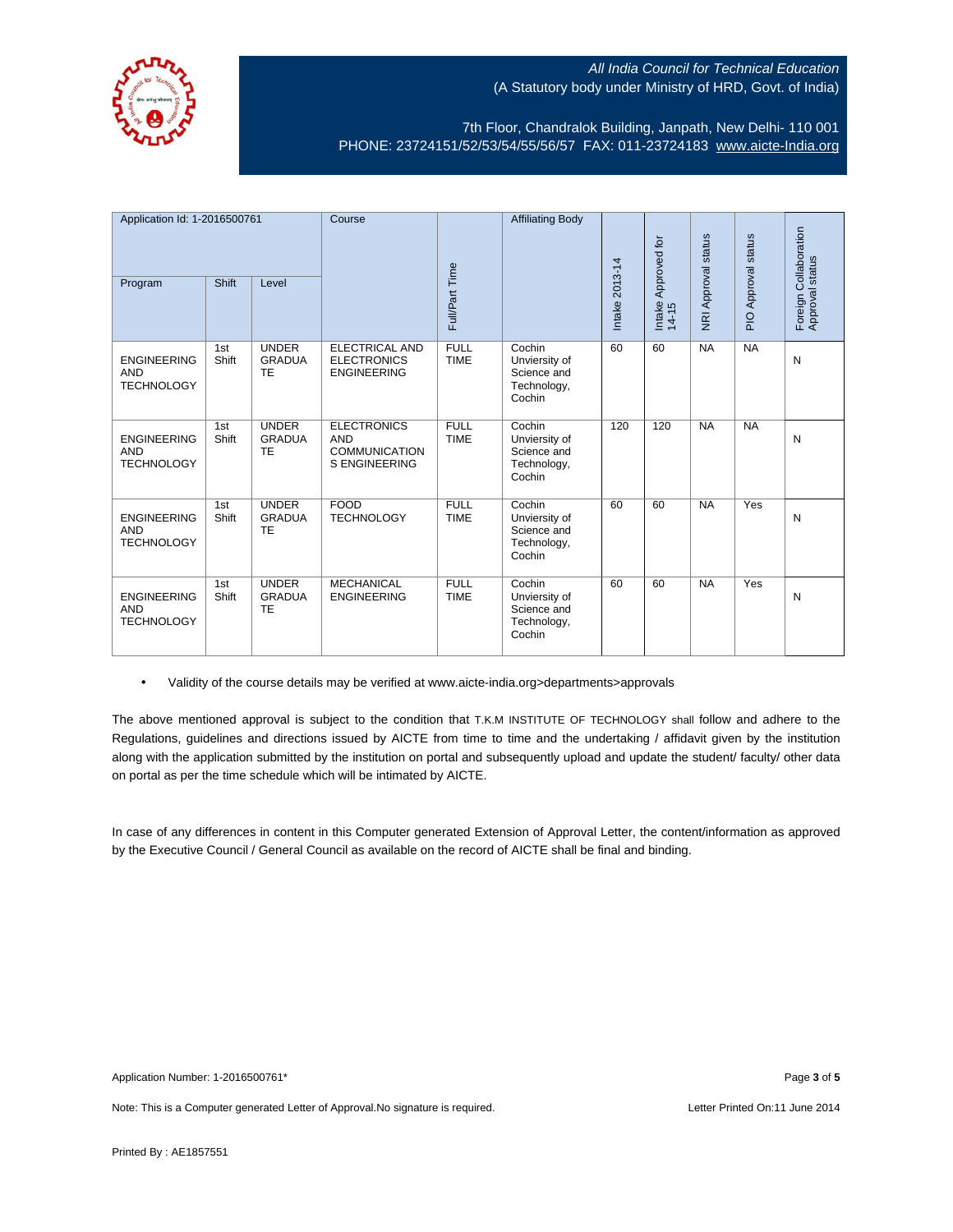All India Council for Technical Education
(A Statutory body under Ministry of HRD, Govt. of India)

7th Floor, Chandralok Building, Janpath, New Delhi- 110 001
PHONE: 23724151/52/53/54/55/56/57 FAX: 011-23724183 www.aicte-India.org

| Application Id: 1-2016500761 | | | Course | Full/Part Time | Affiliating Body | Intake 2013-14 | Intake Approved for 14-15 | NRI Approval status | PIO Approval status | Foreign Collaboration Approval status |
|---|---|---|---|---|---|---|---|---|---|---|
| Program | Shift | Level | | | | | | | | |
| ENGINEERING AND TECHNOLOGY | 1st Shift | UNDER GRADUATE | ELECTRICAL AND ELECTRONICS ENGINEERING | FULL TIME | Cochin Unviersity of Science and Technology, Cochin | 60 | 60 | NA | NA | N |
| ENGINEERING AND TECHNOLOGY | 1st Shift | UNDER GRADUATE | ELECTRONICS AND COMMUNICATIONS ENGINEERING | FULL TIME | Cochin Unviersity of Science and Technology, Cochin | 120 | 120 | NA | NA | N |
| ENGINEERING AND TECHNOLOGY | 1st Shift | UNDER GRADUATE | FOOD TECHNOLOGY | FULL TIME | Cochin Unviersity of Science and Technology, Cochin | 60 | 60 | NA | Yes | N |
| ENGINEERING AND TECHNOLOGY | 1st Shift | UNDER GRADUATE | MECHANICAL ENGINEERING | FULL TIME | Cochin Unviersity of Science and Technology, Cochin | 60 | 60 | NA | Yes | N |

- Validity of the course details may be verified at www.aicte-india.org>departments>approvals

The above mentioned approval is subject to the condition that T.K.M INSTITUTE OF TECHNOLOGY shall follow and adhere to the Regulations, guidelines and directions issued by AICTE from time to time and the undertaking / affidavit given by the institution along with the application submitted by the institution on portal and subsequently upload and update the student/ faculty/ other data on portal as per the time schedule which will be intimated by AICTE.

In case of any differences in content in this Computer generated Extension of Approval Letter, the content/information as approved by the Executive Council / General Council as available on the record of AICTE shall be final and binding.

Application Number: 1-2016500761*

Note: This is a Computer generated Letter of Approval.No signature is required.

Letter Printed On:11 June 2014

Printed By : AE1857551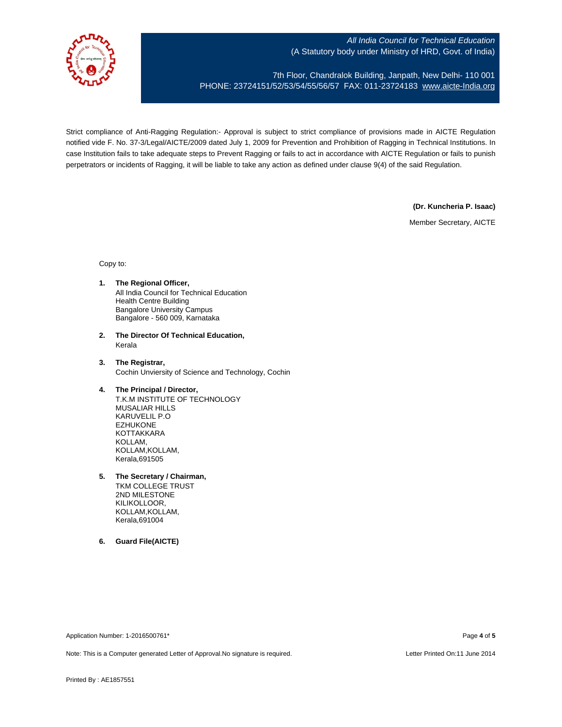All India Council for Technical Education
(A Statutory body under Ministry of HRD, Govt. of India)

7th Floor, Chandralok Building, Janpath, New Delhi- 110 001
PHONE: 23724151/52/53/54/55/56/57 FAX: 011-23724183 www.aicte-India.org

Strict compliance of Anti-Ragging Regulation:- Approval is subject to strict compliance of provisions made in AICTE Regulation notified vide F. No. 37-3/Legal/AICTE/2009 dated July 1, 2009 for Prevention and Prohibition of Ragging in Technical Institutions. In case Institution fails to take adequate steps to Prevent Ragging or fails to act in accordance with AICTE Regulation or fails to punish perpetrators or incidents of Ragging, it will be liable to take any action as defined under clause 9(4) of the said Regulation.

**(Dr. Kuncheria P. Isaac)**
Member Secretary, AICTE

Copy to:

1. **The Regional Officer,**
   All India Council for Technical Education
   Health Centre Building
   Bangalore University Campus
   Bangalore - 560 009, Karnataka

2. **The Director Of Technical Education,**
   Kerala

3. **The Registrar,**
   Cochin Unviersity of Science and Technology, Cochin

4. **The Principal / Director,**
   T.K.M INSTITUTE OF TECHNOLOGY
   MUSALIAR HILLS
   KARUVELIL P.O
   EZHUKONE
   KOTTAKKARA
   KOLLAM,
   KOLLAM,KOLLAM,
   Kerala,691505

5. **The Secretary / Chairman,**
   TKM COLLEGE TRUST
   2ND MILESTONE
   KILIKOLLOOR,
   KOLLAM,KOLLAM,
   Kerala,691004

6. **Guard File(AICTE)**

Application Number: 1-2016500761*

Note: This is a Computer generated Letter of Approval.No signature is required.

Letter Printed On:11 June 2014

Printed By : AE1857551